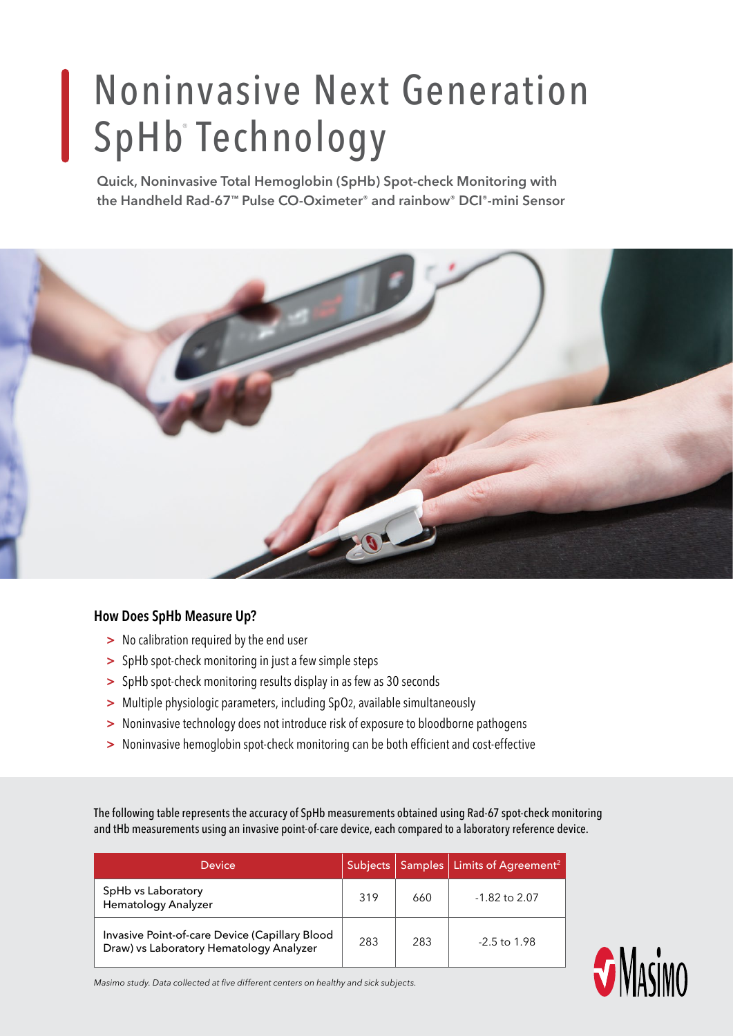# Noninvasive Next Generation SpHb® Technology

**Quick, Noninvasive Total Hemoglobin (SpHb) Spot-check Monitoring with the Handheld Rad-67™ Pulse CO-Oximeter® and rainbow® DCI®-mini Sensor**

### How Does SpHb Measure Up?

- No calibration required by the end user
- SpHb spot-check monitoring in just a few simple steps
- SpHb spot-check monitoring results display in as few as 30 seconds
- Multiple physiologic parameters, including $SpO_2$, available simultaneously
- Noninvasive technology does not introduce risk of exposure to bloodborne pathogens
- Noninvasive hemoglobin spot-check monitoring can be both efficient and cost-effective

The following table represents the accuracy of SpHb measurements obtained using Rad-67 spot-check monitoring and tHb measurements using an invasive point-of-care device, each compared to a laboratory reference device.

| Device | Subjects | Samples | Limits of Agreement[2] |
|---|---|---|---|
| SpHb vs Laboratory Hematology Analyzer | 319 | 660 | -1.82 to 2.07 |
| Invasive Point-of-care Device (Capillary Blood Draw) vs Laboratory Hematology Analyzer | 283 | 283 | -2.5 to 1.98 |

*Masimo study. Data collected at five different centers on healthy and sick subjects.*

Masimo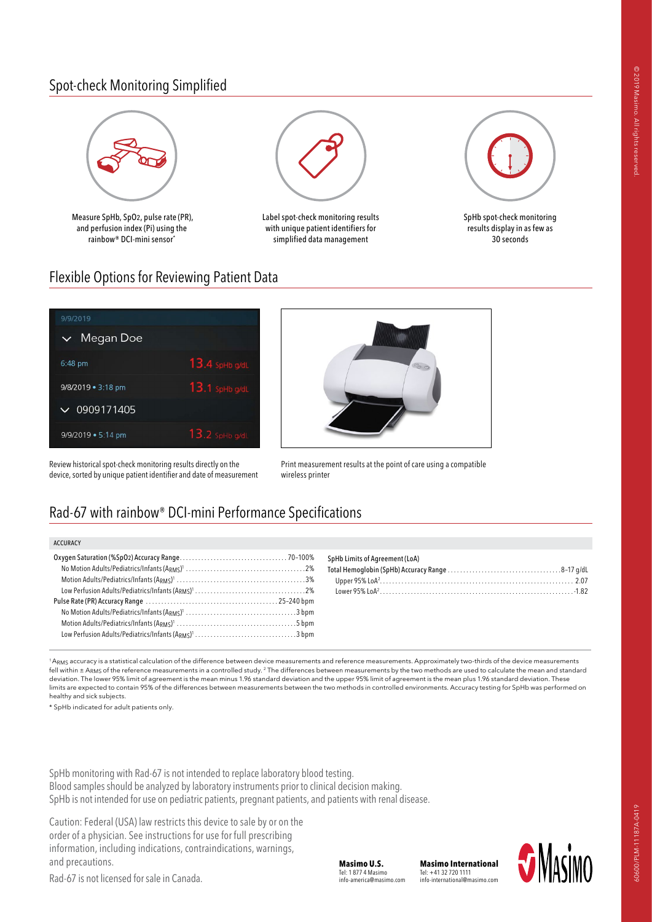## Spot-check Monitoring Simplified

Measure SpHb, $SpO_2$, pulse rate (PR), and perfusion index (Pi) using the rainbow® DCI-mini sensor*

Label spot-check monitoring results with unique patient identifiers for simplified data management

SpHb spot-check monitoring results display in as few as 30 seconds

## Flexible Options for Reviewing Patient Data

9/9/2019

Megan Doe

6:48 pm — 13.4 SpHb g/dL

9/8/2019 • 3:18 pm — 13.1 SpHb g/dL

0909171405

9/9/2019 • 5:14 pm — 13.2 SpHb g/dL

Review historical spot-check monitoring results directly on the device, sorted by unique patient identifier and date of measurement

Print measurement results at the point of care using a compatible wireless printer

## Rad-67 with rainbow® DCI-mini Performance Specifications

**ACCURACY**

| | |
|---|---|
| Oxygen Saturation (%$SpO_2$) Accuracy Range | 70–100% |
| No Motion Adults/Pediatrics/Infants ($A_{RMS}$)[1] | 2% |
| Motion Adults/Pediatrics/Infants ($A_{RMS}$)[1] | 3% |
| Low Perfusion Adults/Pediatrics/Infants ($A_{RMS}$)[1] | 2% |
| Pulse Rate (PR) Accuracy Range | 25–240 bpm |
| No Motion Adults/Pediatrics/Infants ($A_{RMS}$)[1] | 3 bpm |
| Motion Adults/Pediatrics/Infants ($A_{RMS}$)[1] | 5 bpm |
| Low Perfusion Adults/Pediatrics/Infants ($A_{RMS}$)[1] | 3 bpm |

| SpHb Limits of Agreement (LoA) | |
|---|---|
| Total Hemoglobin (SpHb) Accuracy Range | 8–17 g/dL |
| Upper 95% LoA[2] | 2.07 |
| Lower 95% LoA[2] | -1.82 |

[1] $A_{RMS}$ accuracy is a statistical calculation of the difference between device measurements and reference measurements. Approximately two-thirds of the device measurements fell within ± $A_{RMS}$ of the reference measurements in a controlled study. [2] The differences between measurements by the two methods are used to calculate the mean and standard deviation. The lower 95% limit of agreement is the mean minus 1.96 standard deviation and the upper 95% limit of agreement is the mean plus 1.96 standard deviation. These limits are expected to contain 95% of the differences between measurements between the two methods in controlled environments. Accuracy testing for SpHb was performed on healthy and sick subjects.

\* SpHb indicated for adult patients only.

SpHb monitoring with Rad-67 is not intended to replace laboratory blood testing.
Blood samples should be analyzed by laboratory instruments prior to clinical decision making.
SpHb is not intended for use on pediatric patients, pregnant patients, and patients with renal disease.

Caution: Federal (USA) law restricts this device to sale by or on the order of a physician. See instructions for use for full prescribing information, including indications, contraindications, warnings, and precautions.

Rad-67 is not licensed for sale in Canada.

**Masimo U.S.**
Tel: 1 877 4 Masimo
info-america@masimo.com

**Masimo International**
Tel: +41 32 720 1111
info-international@masimo.com

Masimo

© 2019 Masimo. All rights reserved.

PLM-11187A-0419